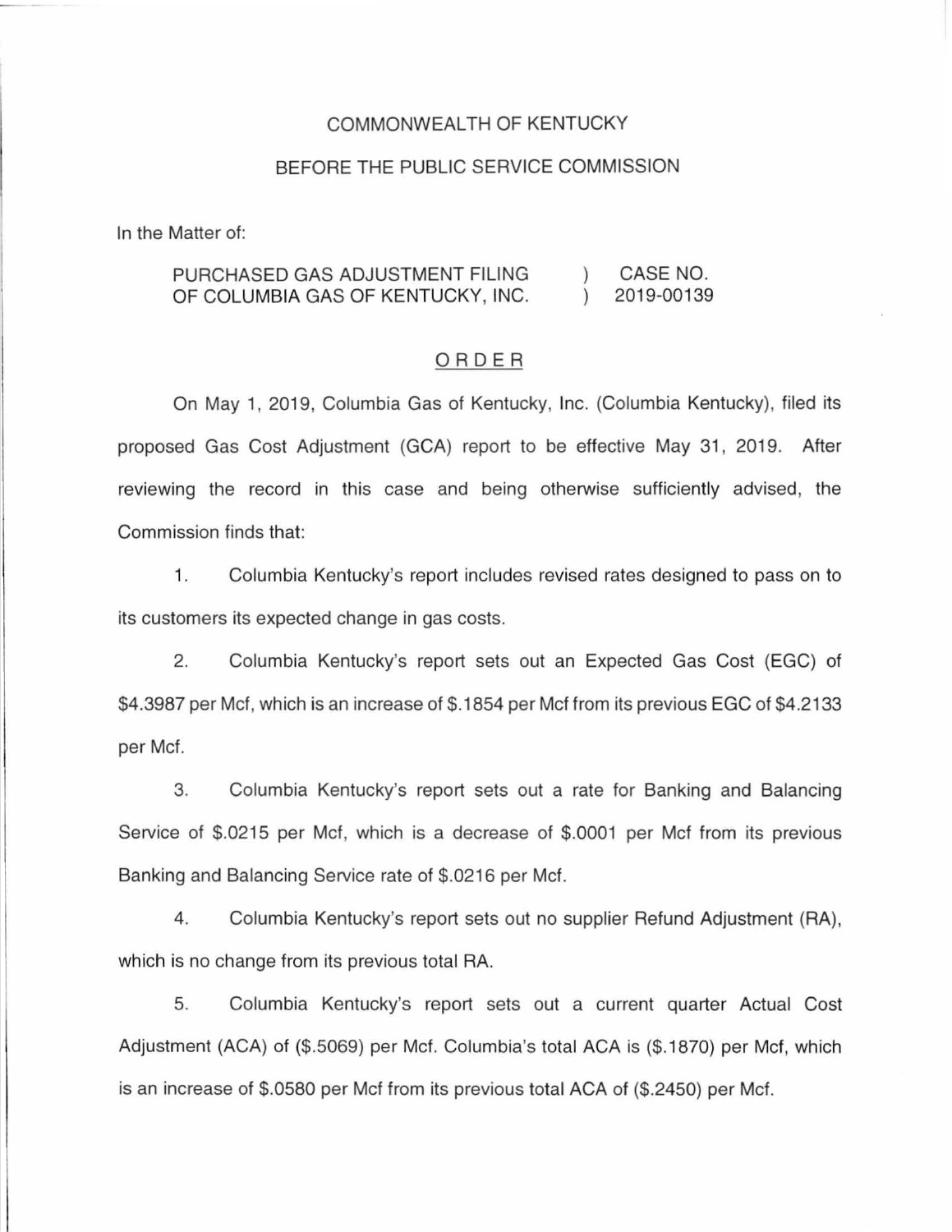COMMONWEALTH OF KENTUCKY

BEFORE THE PUBLIC SERVICE COMMISSION

In the Matter of:

| | | |
|---|---|---|
| PURCHASED GAS ADJUSTMENT FILING OF COLUMBIA GAS OF KENTUCKY, INC. | ) ) | CASE NO. 2019-00139 |

ORDER

On May 1, 2019, Columbia Gas of Kentucky, Inc. (Columbia Kentucky), filed its proposed Gas Cost Adjustment (GCA) report to be effective May 31, 2019. After reviewing the record in this case and being otherwise sufficiently advised, the Commission finds that:

1. Columbia Kentucky's report includes revised rates designed to pass on to its customers its expected change in gas costs.

2. Columbia Kentucky's report sets out an Expected Gas Cost (EGC) of $4.3987 per Mcf, which is an increase of $.1854 per Mcf from its previous EGC of $4.2133 per Mcf.

3. Columbia Kentucky's report sets out a rate for Banking and Balancing Service of $.0215 per Mcf, which is a decrease of $.0001 per Mcf from its previous Banking and Balancing Service rate of $.0216 per Mcf.

4. Columbia Kentucky's report sets out no supplier Refund Adjustment (RA), which is no change from its previous total RA.

5. Columbia Kentucky's report sets out a current quarter Actual Cost Adjustment (ACA) of ($.5069) per Mcf. Columbia's total ACA is ($.1870) per Mcf, which is an increase of $.0580 per Mcf from its previous total ACA of ($.2450) per Mcf.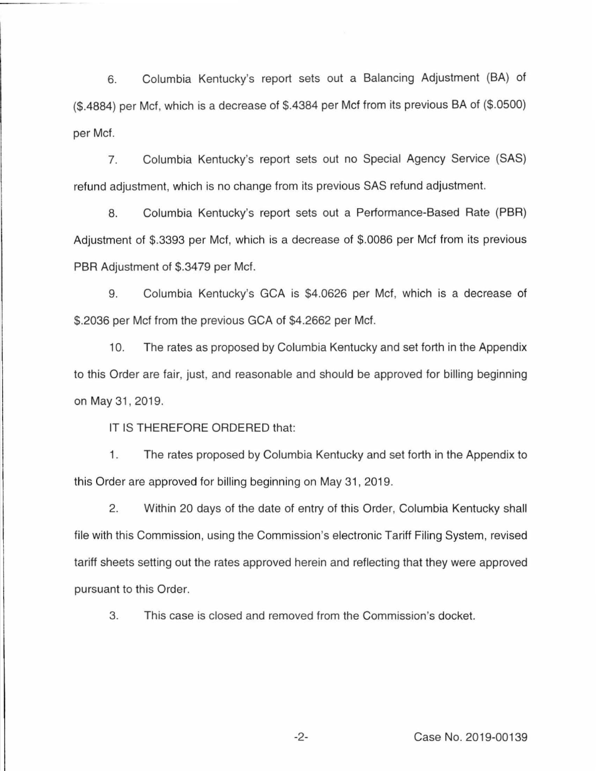6. Columbia Kentucky's report sets out a Balancing Adjustment (BA) of ($.4884) per Mcf, which is a decrease of $.4384 per Mcf from its previous BA of ($.0500) per Mcf.

7. Columbia Kentucky's report sets out no Special Agency Service (SAS) refund adjustment, which is no change from its previous SAS refund adjustment.

8. Columbia Kentucky's report sets out a Performance-Based Rate (PBR) Adjustment of $.3393 per Mcf, which is a decrease of $.0086 per Mcf from its previous PBR Adjustment of $.3479 per Mcf.

9. Columbia Kentucky's GCA is $4.0626 per Mcf, which is a decrease of $.2036 per Mcf from the previous GCA of $4.2662 per Mcf.

10. The rates as proposed by Columbia Kentucky and set forth in the Appendix to this Order are fair, just, and reasonable and should be approved for billing beginning on May 31, 2019.

IT IS THEREFORE ORDERED that:

1. The rates proposed by Columbia Kentucky and set forth in the Appendix to this Order are approved for billing beginning on May 31, 2019.

2. Within 20 days of the date of entry of this Order, Columbia Kentucky shall file with this Commission, using the Commission's electronic Tariff Filing System, revised tariff sheets setting out the rates approved herein and reflecting that they were approved pursuant to this Order.

3. This case is closed and removed from the Commission's docket.

Case No. 2019-00139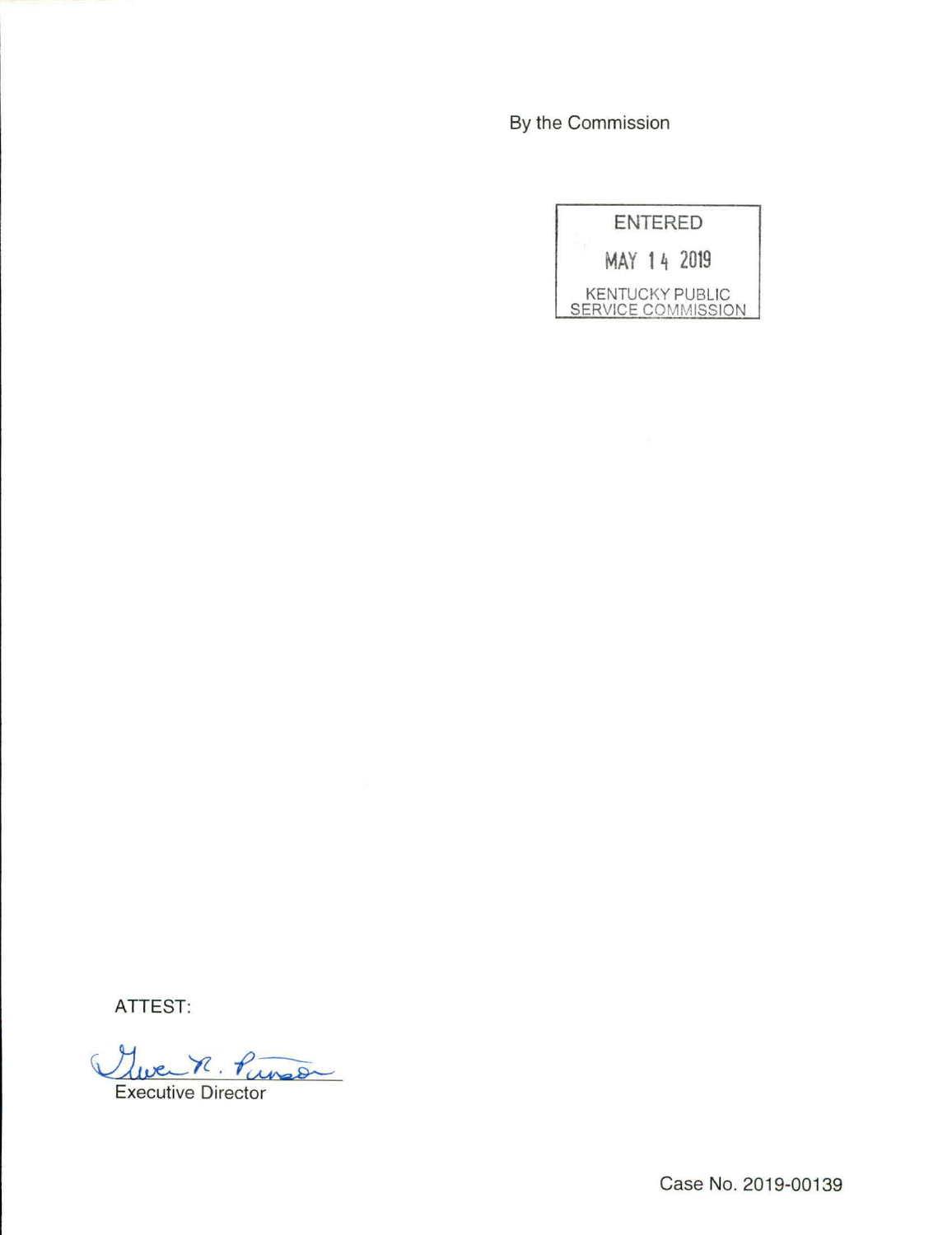By the Commission

ENTERED

MAY 14 2019

KENTUCKY PUBLIC SERVICE COMMISSION

ATTEST:

Gwen R. Pinson

Executive Director

Case No. 2019-00139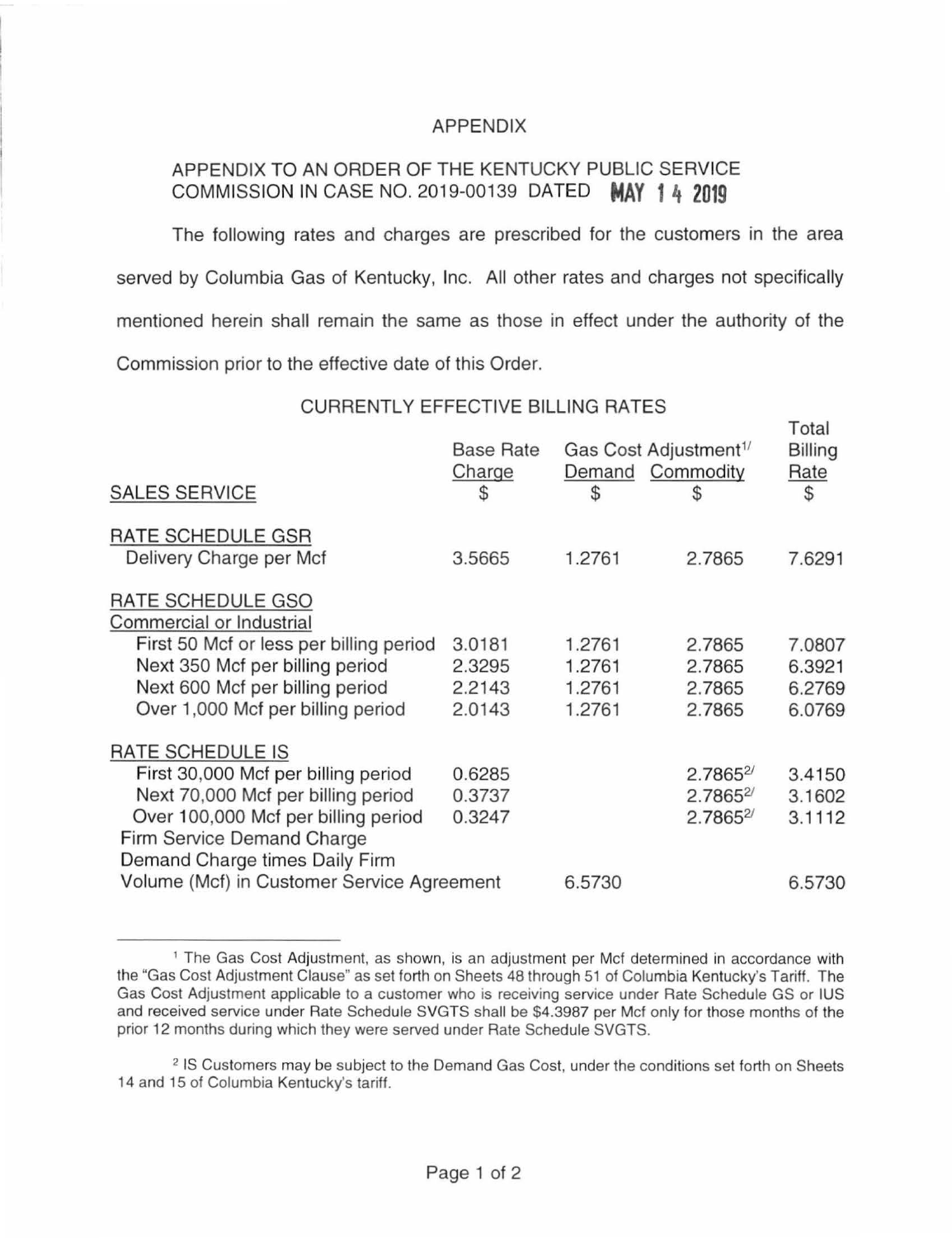# APPENDIX

## APPENDIX TO AN ORDER OF THE KENTUCKY PUBLIC SERVICE COMMISSION IN CASE NO. 2019-00139 DATED MAY 14 2019

The following rates and charges are prescribed for the customers in the area served by Columbia Gas of Kentucky, Inc. All other rates and charges not specifically mentioned herein shall remain the same as those in effect under the authority of the Commission prior to the effective date of this Order.

### CURRENTLY EFFECTIVE BILLING RATES

| SALES SERVICE | Base Rate Charge $ | Gas Cost Adjustment[1] Demand $ | Gas Cost Adjustment[1] Commodity $ | Total Billing Rate $ |
|---|---|---|---|---|
| **RATE SCHEDULE GSR** | | | | |
| Delivery Charge per Mcf | 3.5665 | 1.2761 | 2.7865 | 7.6291 |
| **RATE SCHEDULE GSO** | | | | |
| Commercial or Industrial | | | | |
| First 50 Mcf or less per billing period | 3.0181 | 1.2761 | 2.7865 | 7.0807 |
| Next 350 Mcf per billing period | 2.3295 | 1.2761 | 2.7865 | 6.3921 |
| Next 600 Mcf per billing period | 2.2143 | 1.2761 | 2.7865 | 6.2769 |
| Over 1,000 Mcf per billing period | 2.0143 | 1.2761 | 2.7865 | 6.0769 |
| **RATE SCHEDULE IS** | | | | |
| First 30,000 Mcf per billing period | 0.6285 | | 2.7865[2] | 3.4150 |
| Next 70,000 Mcf per billing period | 0.3737 | | 2.7865[2] | 3.1602 |
| Over 100,000 Mcf per billing period | 0.3247 | | 2.7865[2] | 3.1112 |
| Firm Service Demand Charge | | | | |
| Demand Charge times Daily Firm Volume (Mcf) in Customer Service Agreement | | 6.5730 | | 6.5730 |

---

[1] The Gas Cost Adjustment, as shown, is an adjustment per Mcf determined in accordance with the "Gas Cost Adjustment Clause" as set forth on Sheets 48 through 51 of Columbia Kentucky's Tariff. The Gas Cost Adjustment applicable to a customer who is receiving service under Rate Schedule GS or IUS and received service under Rate Schedule SVGTS shall be $4.3987 per Mcf only for those months of the prior 12 months during which they were served under Rate Schedule SVGTS.

[2] IS Customers may be subject to the Demand Gas Cost, under the conditions set forth on Sheets 14 and 15 of Columbia Kentucky's tariff.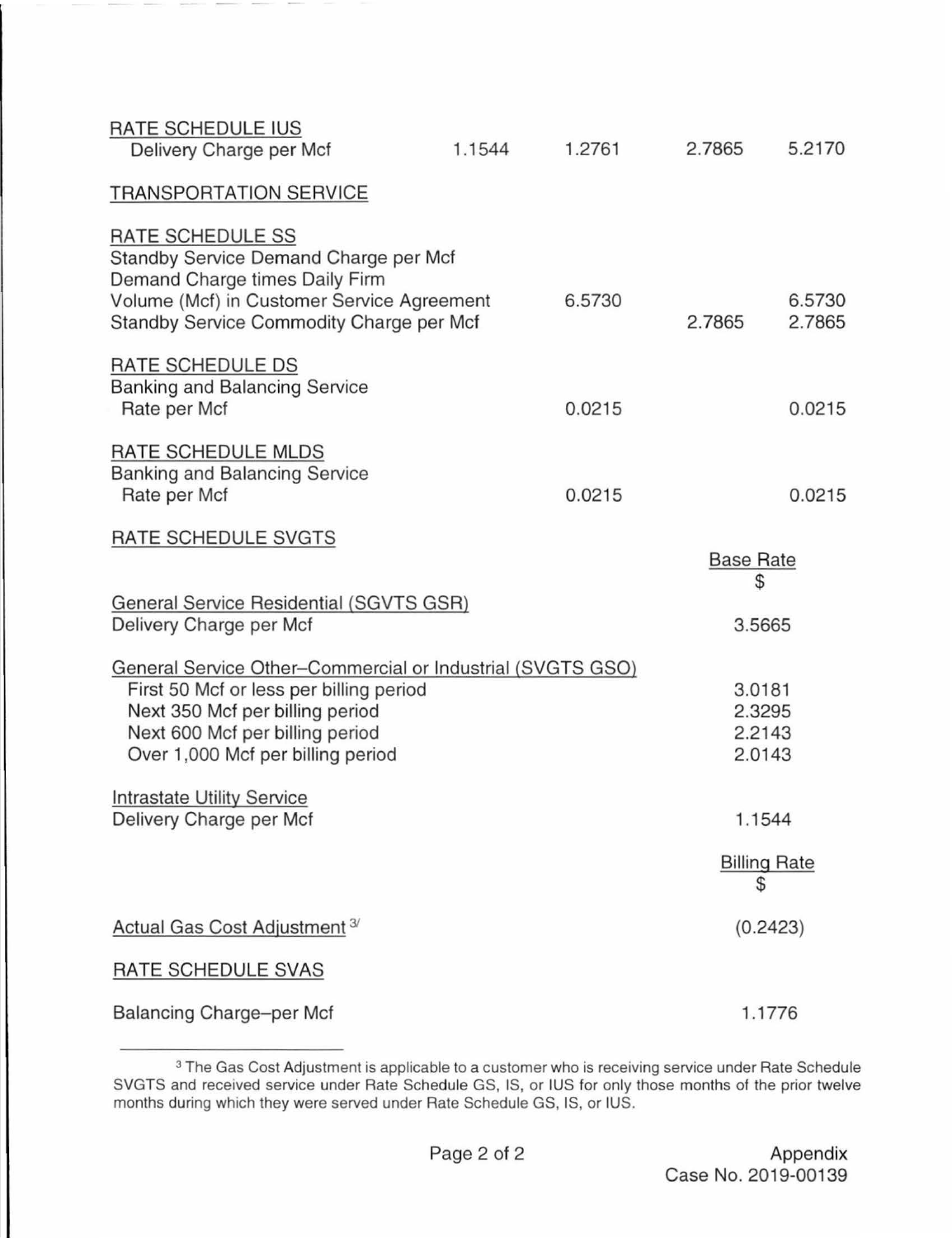| | | | | |
|---|---|---|---|---|
| RATE SCHEDULE IUS | | | | |
| Delivery Charge per Mcf | 1.1544 | 1.2761 | 2.7865 | 5.2170 |

TRANSPORTATION SERVICE

| | | | | |
|---|---|---|---|---|
| RATE SCHEDULE SS | | | | |
| Standby Service Demand Charge per Mcf Demand Charge times Daily Firm Volume (Mcf) in Customer Service Agreement | | 6.5730 | | 6.5730 |
| Standby Service Commodity Charge per Mcf | | | 2.7865 | 2.7865 |
| RATE SCHEDULE DS | | | | |
| Banking and Balancing Service Rate per Mcf | | 0.0215 | | 0.0215 |
| RATE SCHEDULE MLDS | | | | |
| Banking and Balancing Service Rate per Mcf | | 0.0215 | | 0.0215 |

RATE SCHEDULE SVGTS

| | Base Rate $ |
|---|---|
| General Service Residential (SGVTS GSR) | |
| Delivery Charge per Mcf | 3.5665 |
| General Service Other–Commercial or Industrial (SVGTS GSO) | |
| First 50 Mcf or less per billing period | 3.0181 |
| Next 350 Mcf per billing period | 2.3295 |
| Next 600 Mcf per billing period | 2.2143 |
| Over 1,000 Mcf per billing period | 2.0143 |
| Intrastate Utility Service | |
| Delivery Charge per Mcf | 1.1544 |

| | Billing Rate $ |
|---|---|
| Actual Gas Cost Adjustment [3] | (0.2423) |

RATE SCHEDULE SVAS

| | |
|---|---|
| Balancing Charge–per Mcf | 1.1776 |

[3] The Gas Cost Adjustment is applicable to a customer who is receiving service under Rate Schedule SVGTS and received service under Rate Schedule GS, IS, or IUS for only those months of the prior twelve months during which they were served under Rate Schedule GS, IS, or IUS.

Appendix
Case No. 2019-00139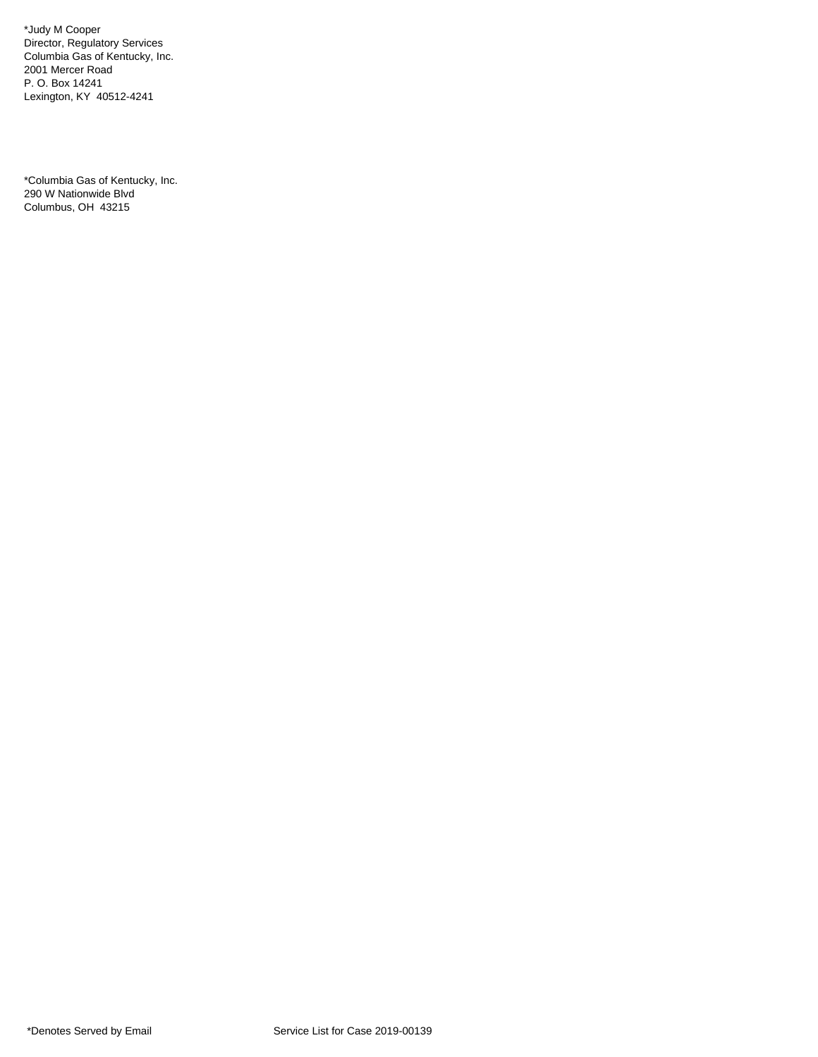*Judy M Cooper
Director, Regulatory Services
Columbia Gas of Kentucky, Inc.
2001 Mercer Road
P. O. Box 14241
Lexington, KY 40512-4241

*Columbia Gas of Kentucky, Inc.
290 W Nationwide Blvd
Columbus, OH 43215

*Denotes Served by Email

Service List for Case 2019-00139